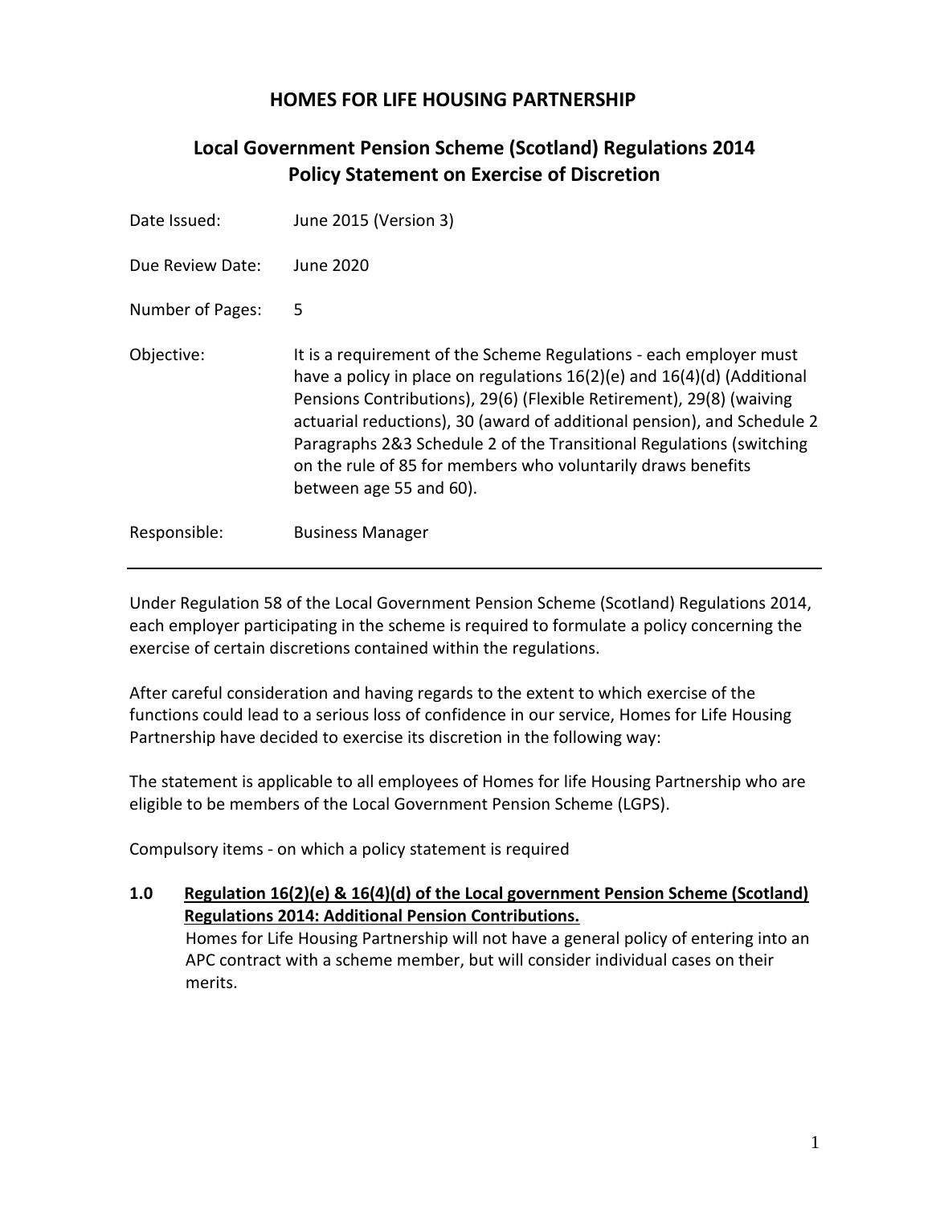# HOMES FOR LIFE HOUSING PARTNERSHIP

## Local Government Pension Scheme (Scotland) Regulations 2014
## Policy Statement on Exercise of Discretion

| | |
|---|---|
| Date Issued: | June 2015 (Version 3) |
| Due Review Date: | June 2020 |
| Number of Pages: | 5 |
| Objective: | It is a requirement of the Scheme Regulations - each employer must have a policy in place on regulations 16(2)(e) and 16(4)(d) (Additional Pensions Contributions), 29(6) (Flexible Retirement), 29(8) (waiving actuarial reductions), 30 (award of additional pension), and Schedule 2 Paragraphs 2&3 Schedule 2 of the Transitional Regulations (switching on the rule of 85 for members who voluntarily draws benefits between age 55 and 60). |
| Responsible: | Business Manager |

---

Under Regulation 58 of the Local Government Pension Scheme (Scotland) Regulations 2014, each employer participating in the scheme is required to formulate a policy concerning the exercise of certain discretions contained within the regulations.

After careful consideration and having regards to the extent to which exercise of the functions could lead to a serious loss of confidence in our service, Homes for Life Housing Partnership have decided to exercise its discretion in the following way:

The statement is applicable to all employees of Homes for life Housing Partnership who are eligible to be members of the Local Government Pension Scheme (LGPS).

Compulsory items - on which a policy statement is required

**1.0 <u>Regulation 16(2)(e) & 16(4)(d) of the Local government Pension Scheme (Scotland) Regulations 2014: Additional Pension Contributions.</u>**

Homes for Life Housing Partnership will not have a general policy of entering into an APC contract with a scheme member, but will consider individual cases on their merits.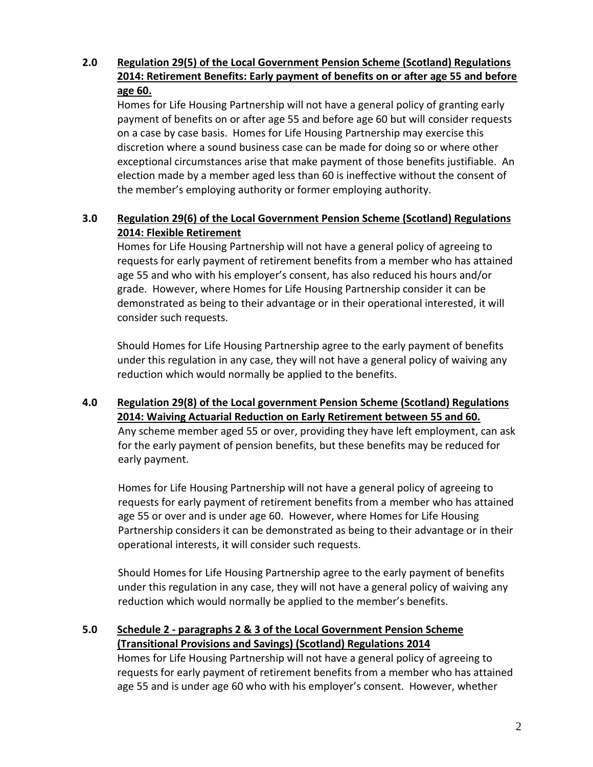## 2.0 Regulation 29(5) of the Local Government Pension Scheme (Scotland) Regulations 2014: Retirement Benefits: Early payment of benefits on or after age 55 and before age 60.

Homes for Life Housing Partnership will not have a general policy of granting early payment of benefits on or after age 55 and before age 60 but will consider requests on a case by case basis. Homes for Life Housing Partnership may exercise this discretion where a sound business case can be made for doing so or where other exceptional circumstances arise that make payment of those benefits justifiable. An election made by a member aged less than 60 is ineffective without the consent of the member's employing authority or former employing authority.

## 3.0 Regulation 29(6) of the Local Government Pension Scheme (Scotland) Regulations 2014: Flexible Retirement

Homes for Life Housing Partnership will not have a general policy of agreeing to requests for early payment of retirement benefits from a member who has attained age 55 and who with his employer's consent, has also reduced his hours and/or grade. However, where Homes for Life Housing Partnership consider it can be demonstrated as being to their advantage or in their operational interested, it will consider such requests.

Should Homes for Life Housing Partnership agree to the early payment of benefits under this regulation in any case, they will not have a general policy of waiving any reduction which would normally be applied to the benefits.

## 4.0 Regulation 29(8) of the Local government Pension Scheme (Scotland) Regulations 2014: Waiving Actuarial Reduction on Early Retirement between 55 and 60.

Any scheme member aged 55 or over, providing they have left employment, can ask for the early payment of pension benefits, but these benefits may be reduced for early payment.

Homes for Life Housing Partnership will not have a general policy of agreeing to requests for early payment of retirement benefits from a member who has attained age 55 or over and is under age 60. However, where Homes for Life Housing Partnership considers it can be demonstrated as being to their advantage or in their operational interests, it will consider such requests.

Should Homes for Life Housing Partnership agree to the early payment of benefits under this regulation in any case, they will not have a general policy of waiving any reduction which would normally be applied to the member's benefits.

## 5.0 Schedule 2 - paragraphs 2 & 3 of the Local Government Pension Scheme (Transitional Provisions and Savings) (Scotland) Regulations 2014

Homes for Life Housing Partnership will not have a general policy of agreeing to requests for early payment of retirement benefits from a member who has attained age 55 and is under age 60 who with his employer's consent. However, whether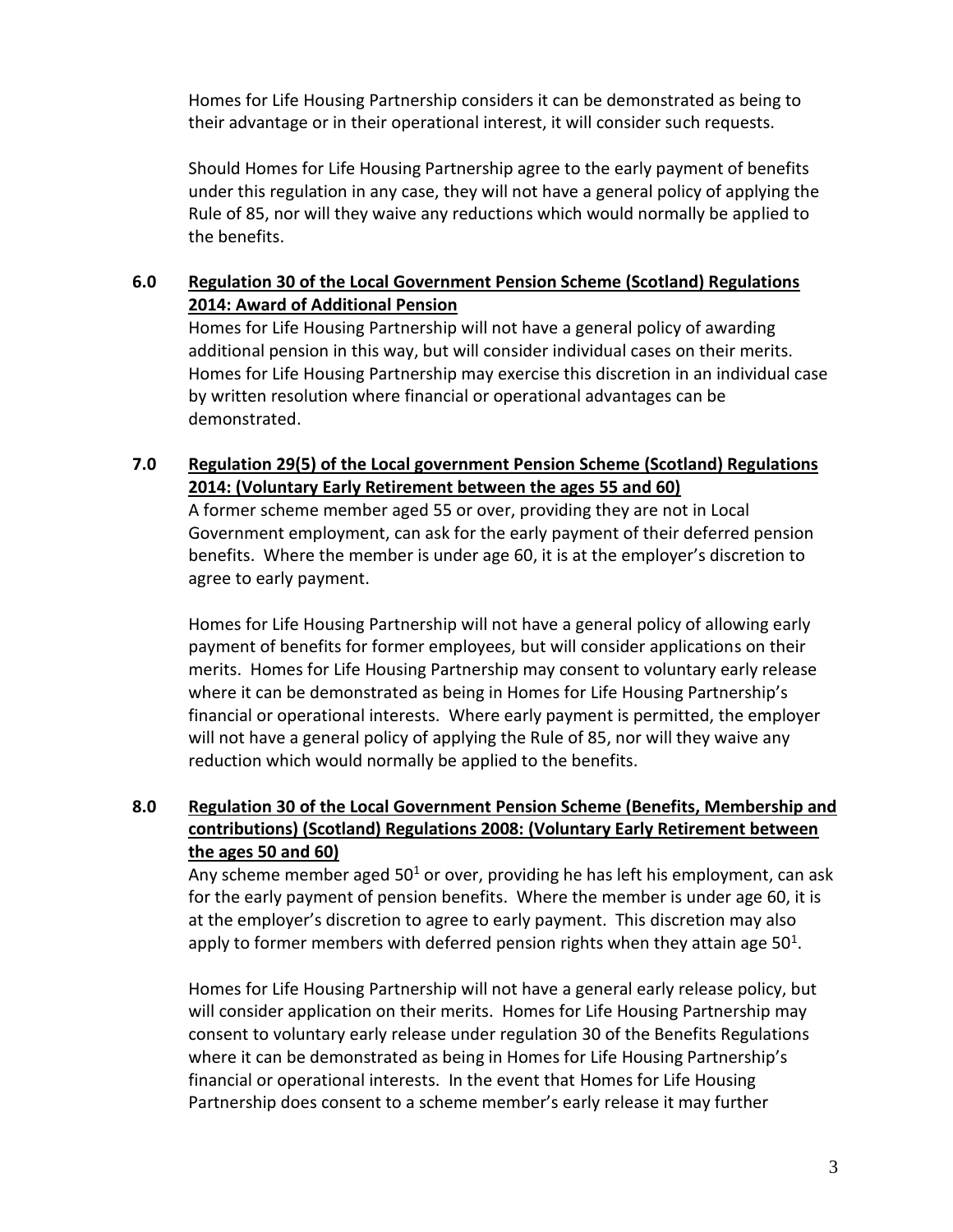Homes for Life Housing Partnership considers it can be demonstrated as being to their advantage or in their operational interest, it will consider such requests.

Should Homes for Life Housing Partnership agree to the early payment of benefits under this regulation in any case, they will not have a general policy of applying the Rule of 85, nor will they waive any reductions which would normally be applied to the benefits.

## 6.0 Regulation 30 of the Local Government Pension Scheme (Scotland) Regulations 2014: Award of Additional Pension

Homes for Life Housing Partnership will not have a general policy of awarding additional pension in this way, but will consider individual cases on their merits. Homes for Life Housing Partnership may exercise this discretion in an individual case by written resolution where financial or operational advantages can be demonstrated.

## 7.0 Regulation 29(5) of the Local government Pension Scheme (Scotland) Regulations 2014: (Voluntary Early Retirement between the ages 55 and 60)

A former scheme member aged 55 or over, providing they are not in Local Government employment, can ask for the early payment of their deferred pension benefits. Where the member is under age 60, it is at the employer's discretion to agree to early payment.

Homes for Life Housing Partnership will not have a general policy of allowing early payment of benefits for former employees, but will consider applications on their merits. Homes for Life Housing Partnership may consent to voluntary early release where it can be demonstrated as being in Homes for Life Housing Partnership's financial or operational interests. Where early payment is permitted, the employer will not have a general policy of applying the Rule of 85, nor will they waive any reduction which would normally be applied to the benefits.

## 8.0 Regulation 30 of the Local Government Pension Scheme (Benefits, Membership and contributions) (Scotland) Regulations 2008: (Voluntary Early Retirement between the ages 50 and 60)

Any scheme member aged 50[1] or over, providing he has left his employment, can ask for the early payment of pension benefits. Where the member is under age 60, it is at the employer's discretion to agree to early payment. This discretion may also apply to former members with deferred pension rights when they attain age 50[1].

Homes for Life Housing Partnership will not have a general early release policy, but will consider application on their merits. Homes for Life Housing Partnership may consent to voluntary early release under regulation 30 of the Benefits Regulations where it can be demonstrated as being in Homes for Life Housing Partnership's financial or operational interests. In the event that Homes for Life Housing Partnership does consent to a scheme member's early release it may further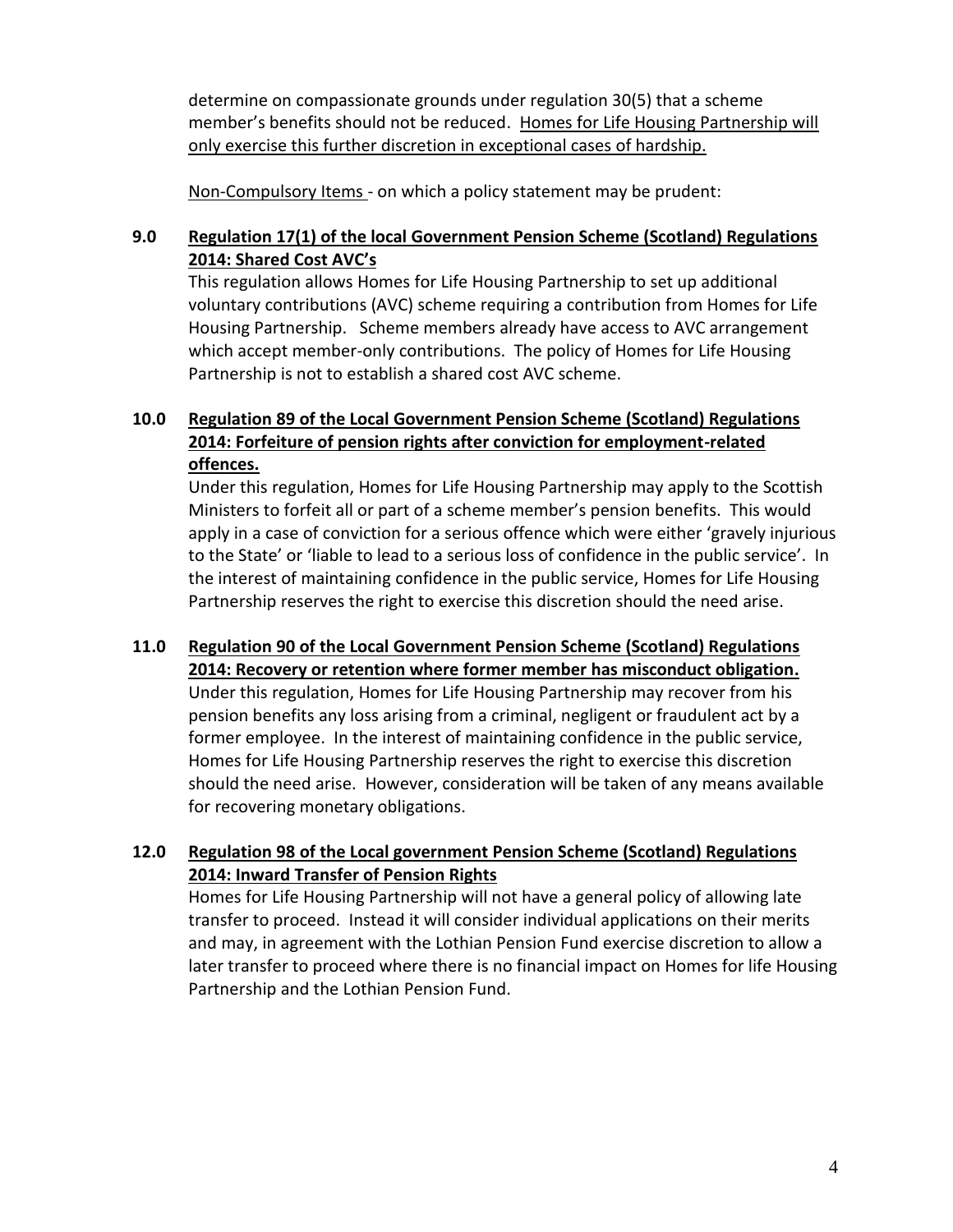determine on compassionate grounds under regulation 30(5) that a scheme member's benefits should not be reduced. Homes for Life Housing Partnership will only exercise this further discretion in exceptional cases of hardship.

Non-Compulsory Items - on which a policy statement may be prudent:

**9.0 Regulation 17(1) of the local Government Pension Scheme (Scotland) Regulations 2014: Shared Cost AVC's**

This regulation allows Homes for Life Housing Partnership to set up additional voluntary contributions (AVC) scheme requiring a contribution from Homes for Life Housing Partnership. Scheme members already have access to AVC arrangement which accept member-only contributions. The policy of Homes for Life Housing Partnership is not to establish a shared cost AVC scheme.

**10.0 Regulation 89 of the Local Government Pension Scheme (Scotland) Regulations 2014: Forfeiture of pension rights after conviction for employment-related offences.**

Under this regulation, Homes for Life Housing Partnership may apply to the Scottish Ministers to forfeit all or part of a scheme member's pension benefits. This would apply in a case of conviction for a serious offence which were either 'gravely injurious to the State' or 'liable to lead to a serious loss of confidence in the public service'. In the interest of maintaining confidence in the public service, Homes for Life Housing Partnership reserves the right to exercise this discretion should the need arise.

**11.0 Regulation 90 of the Local Government Pension Scheme (Scotland) Regulations 2014: Recovery or retention where former member has misconduct obligation.**

Under this regulation, Homes for Life Housing Partnership may recover from his pension benefits any loss arising from a criminal, negligent or fraudulent act by a former employee. In the interest of maintaining confidence in the public service, Homes for Life Housing Partnership reserves the right to exercise this discretion should the need arise. However, consideration will be taken of any means available for recovering monetary obligations.

**12.0 Regulation 98 of the Local government Pension Scheme (Scotland) Regulations 2014: Inward Transfer of Pension Rights**

Homes for Life Housing Partnership will not have a general policy of allowing late transfer to proceed. Instead it will consider individual applications on their merits and may, in agreement with the Lothian Pension Fund exercise discretion to allow a later transfer to proceed where there is no financial impact on Homes for life Housing Partnership and the Lothian Pension Fund.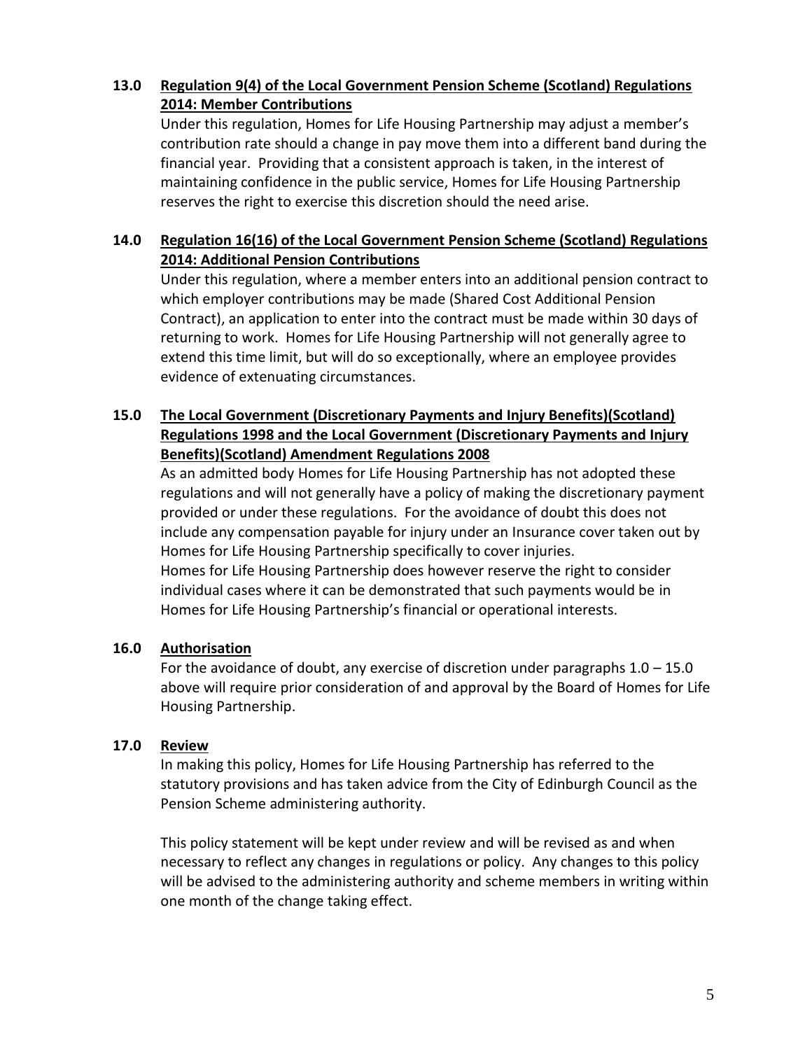## 13.0 Regulation 9(4) of the Local Government Pension Scheme (Scotland) Regulations 2014: Member Contributions

Under this regulation, Homes for Life Housing Partnership may adjust a member's contribution rate should a change in pay move them into a different band during the financial year. Providing that a consistent approach is taken, in the interest of maintaining confidence in the public service, Homes for Life Housing Partnership reserves the right to exercise this discretion should the need arise.

## 14.0 Regulation 16(16) of the Local Government Pension Scheme (Scotland) Regulations 2014: Additional Pension Contributions

Under this regulation, where a member enters into an additional pension contract to which employer contributions may be made (Shared Cost Additional Pension Contract), an application to enter into the contract must be made within 30 days of returning to work. Homes for Life Housing Partnership will not generally agree to extend this time limit, but will do so exceptionally, where an employee provides evidence of extenuating circumstances.

## 15.0 The Local Government (Discretionary Payments and Injury Benefits)(Scotland) Regulations 1998 and the Local Government (Discretionary Payments and Injury Benefits)(Scotland) Amendment Regulations 2008

As an admitted body Homes for Life Housing Partnership has not adopted these regulations and will not generally have a policy of making the discretionary payment provided or under these regulations. For the avoidance of doubt this does not include any compensation payable for injury under an Insurance cover taken out by Homes for Life Housing Partnership specifically to cover injuries.
Homes for Life Housing Partnership does however reserve the right to consider individual cases where it can be demonstrated that such payments would be in Homes for Life Housing Partnership's financial or operational interests.

## 16.0 Authorisation

For the avoidance of doubt, any exercise of discretion under paragraphs 1.0 – 15.0 above will require prior consideration of and approval by the Board of Homes for Life Housing Partnership.

## 17.0 Review

In making this policy, Homes for Life Housing Partnership has referred to the statutory provisions and has taken advice from the City of Edinburgh Council as the Pension Scheme administering authority.

This policy statement will be kept under review and will be revised as and when necessary to reflect any changes in regulations or policy. Any changes to this policy will be advised to the administering authority and scheme members in writing within one month of the change taking effect.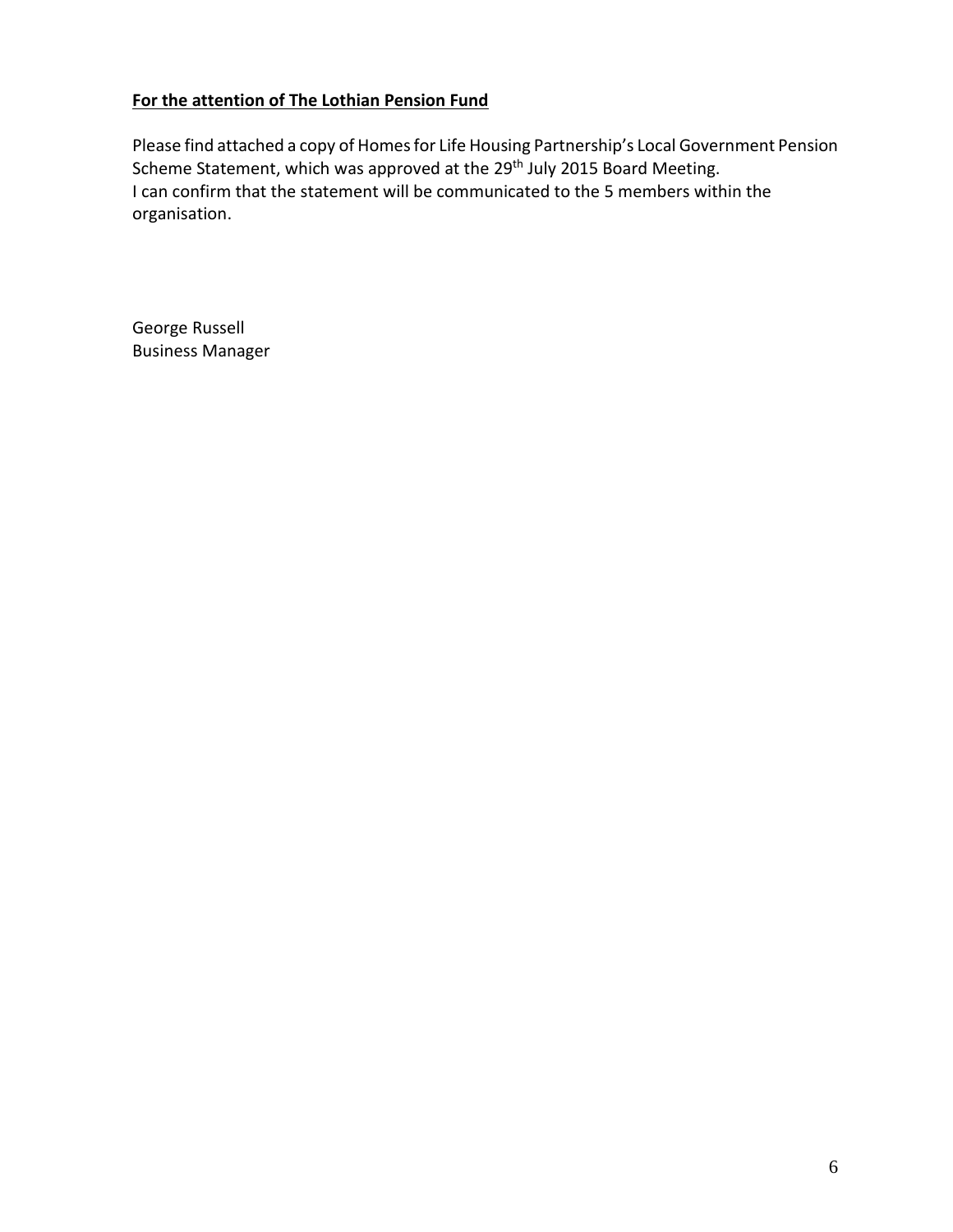**For the attention of The Lothian Pension Fund**

Please find attached a copy of Homes for Life Housing Partnership's Local Government Pension Scheme Statement, which was approved at the 29th July 2015 Board Meeting.
I can confirm that the statement will be communicated to the 5 members within the organisation.

George Russell
Business Manager